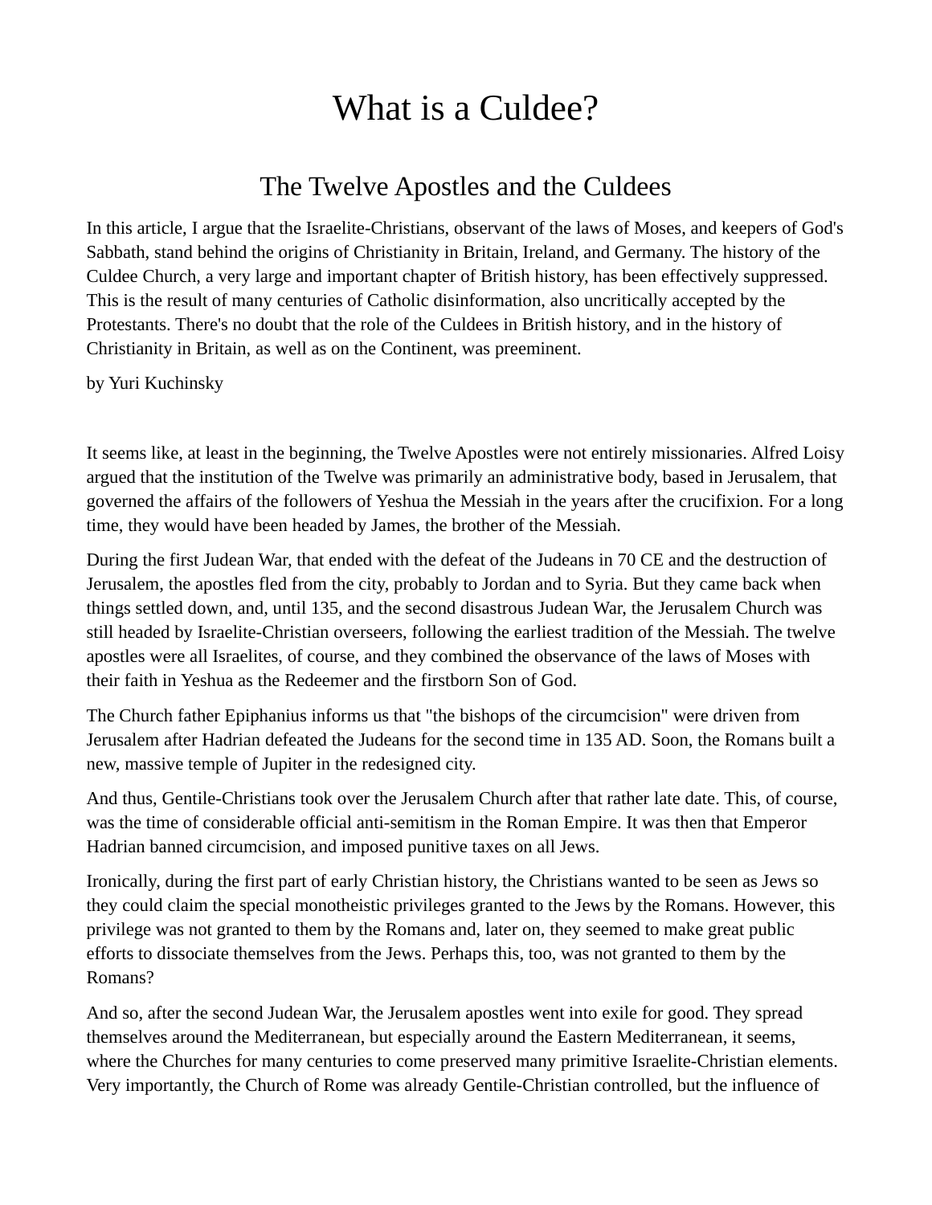# What is a Culdee?

## The Twelve Apostles and the Culdees

In this article, I argue that the Israelite-Christians, observant of the laws of Moses, and keepers of God's Sabbath, stand behind the origins of Christianity in Britain, Ireland, and Germany. The history of the Culdee Church, a very large and important chapter of British history, has been effectively suppressed. This is the result of many centuries of Catholic disinformation, also uncritically accepted by the Protestants. There's no doubt that the role of the Culdees in British history, and in the history of Christianity in Britain, as well as on the Continent, was preeminent.

by Yuri Kuchinsky

It seems like, at least in the beginning, the Twelve Apostles were not entirely missionaries. Alfred Loisy argued that the institution of the Twelve was primarily an administrative body, based in Jerusalem, that governed the affairs of the followers of Yeshua the Messiah in the years after the crucifixion. For a long time, they would have been headed by James, the brother of the Messiah.

During the first Judean War, that ended with the defeat of the Judeans in 70 CE and the destruction of Jerusalem, the apostles fled from the city, probably to Jordan and to Syria. But they came back when things settled down, and, until 135, and the second disastrous Judean War, the Jerusalem Church was still headed by Israelite-Christian overseers, following the earliest tradition of the Messiah. The twelve apostles were all Israelites, of course, and they combined the observance of the laws of Moses with their faith in Yeshua as the Redeemer and the firstborn Son of God.

The Church father Epiphanius informs us that "the bishops of the circumcision" were driven from Jerusalem after Hadrian defeated the Judeans for the second time in 135 AD. Soon, the Romans built a new, massive temple of Jupiter in the redesigned city.

And thus, Gentile-Christians took over the Jerusalem Church after that rather late date. This, of course, was the time of considerable official anti-semitism in the Roman Empire. It was then that Emperor Hadrian banned circumcision, and imposed punitive taxes on all Jews.

Ironically, during the first part of early Christian history, the Christians wanted to be seen as Jews so they could claim the special monotheistic privileges granted to the Jews by the Romans. However, this privilege was not granted to them by the Romans and, later on, they seemed to make great public efforts to dissociate themselves from the Jews. Perhaps this, too, was not granted to them by the Romans?

And so, after the second Judean War, the Jerusalem apostles went into exile for good. They spread themselves around the Mediterranean, but especially around the Eastern Mediterranean, it seems, where the Churches for many centuries to come preserved many primitive Israelite-Christian elements. Very importantly, the Church of Rome was already Gentile-Christian controlled, but the influence of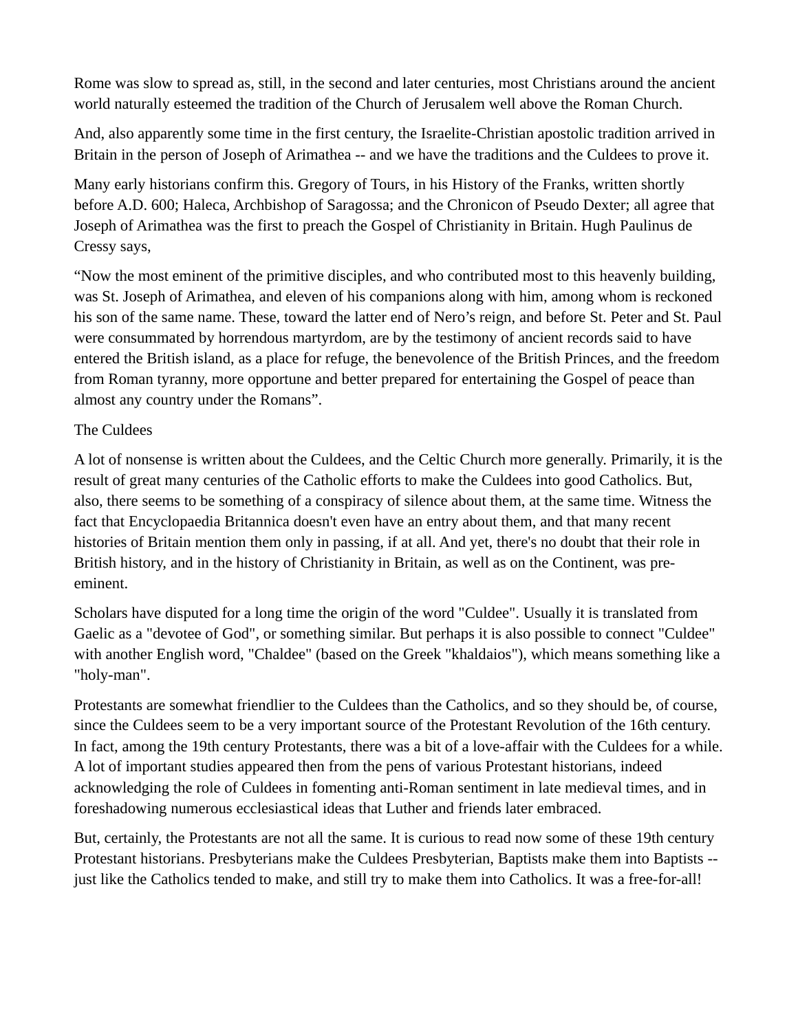Rome was slow to spread as, still, in the second and later centuries, most Christians around the ancient world naturally esteemed the tradition of the Church of Jerusalem well above the Roman Church.

And, also apparently some time in the first century, the Israelite-Christian apostolic tradition arrived in Britain in the person of Joseph of Arimathea -- and we have the traditions and the Culdees to prove it.

Many early historians confirm this. Gregory of Tours, in his History of the Franks, written shortly before A.D. 600; Haleca, Archbishop of Saragossa; and the Chronicon of Pseudo Dexter; all agree that Joseph of Arimathea was the first to preach the Gospel of Christianity in Britain. Hugh Paulinus de Cressy says,

“Now the most eminent of the primitive disciples, and who contributed most to this heavenly building, was St. Joseph of Arimathea, and eleven of his companions along with him, among whom is reckoned his son of the same name. These, toward the latter end of Nero’s reign, and before St. Peter and St. Paul were consummated by horrendous martyrdom, are by the testimony of ancient records said to have entered the British island, as a place for refuge, the benevolence of the British Princes, and the freedom from Roman tyranny, more opportune and better prepared for entertaining the Gospel of peace than almost any country under the Romans”.

## The Culdees

A lot of nonsense is written about the Culdees, and the Celtic Church more generally. Primarily, it is the result of great many centuries of the Catholic efforts to make the Culdees into good Catholics. But, also, there seems to be something of a conspiracy of silence about them, at the same time. Witness the fact that Encyclopaedia Britannica doesn't even have an entry about them, and that many recent histories of Britain mention them only in passing, if at all. And yet, there's no doubt that their role in British history, and in the history of Christianity in Britain, as well as on the Continent, was pre-eminent.

Scholars have disputed for a long time the origin of the word "Culdee". Usually it is translated from Gaelic as a "devotee of God", or something similar. But perhaps it is also possible to connect "Culdee" with another English word, "Chaldee" (based on the Greek "khaldaios"), which means something like a "holy-man".

Protestants are somewhat friendlier to the Culdees than the Catholics, and so they should be, of course, since the Culdees seem to be a very important source of the Protestant Revolution of the 16th century. In fact, among the 19th century Protestants, there was a bit of a love-affair with the Culdees for a while. A lot of important studies appeared then from the pens of various Protestant historians, indeed acknowledging the role of Culdees in fomenting anti-Roman sentiment in late medieval times, and in foreshadowing numerous ecclesiastical ideas that Luther and friends later embraced.

But, certainly, the Protestants are not all the same. It is curious to read now some of these 19th century Protestant historians. Presbyterians make the Culdees Presbyterian, Baptists make them into Baptists -- just like the Catholics tended to make, and still try to make them into Catholics. It was a free-for-all!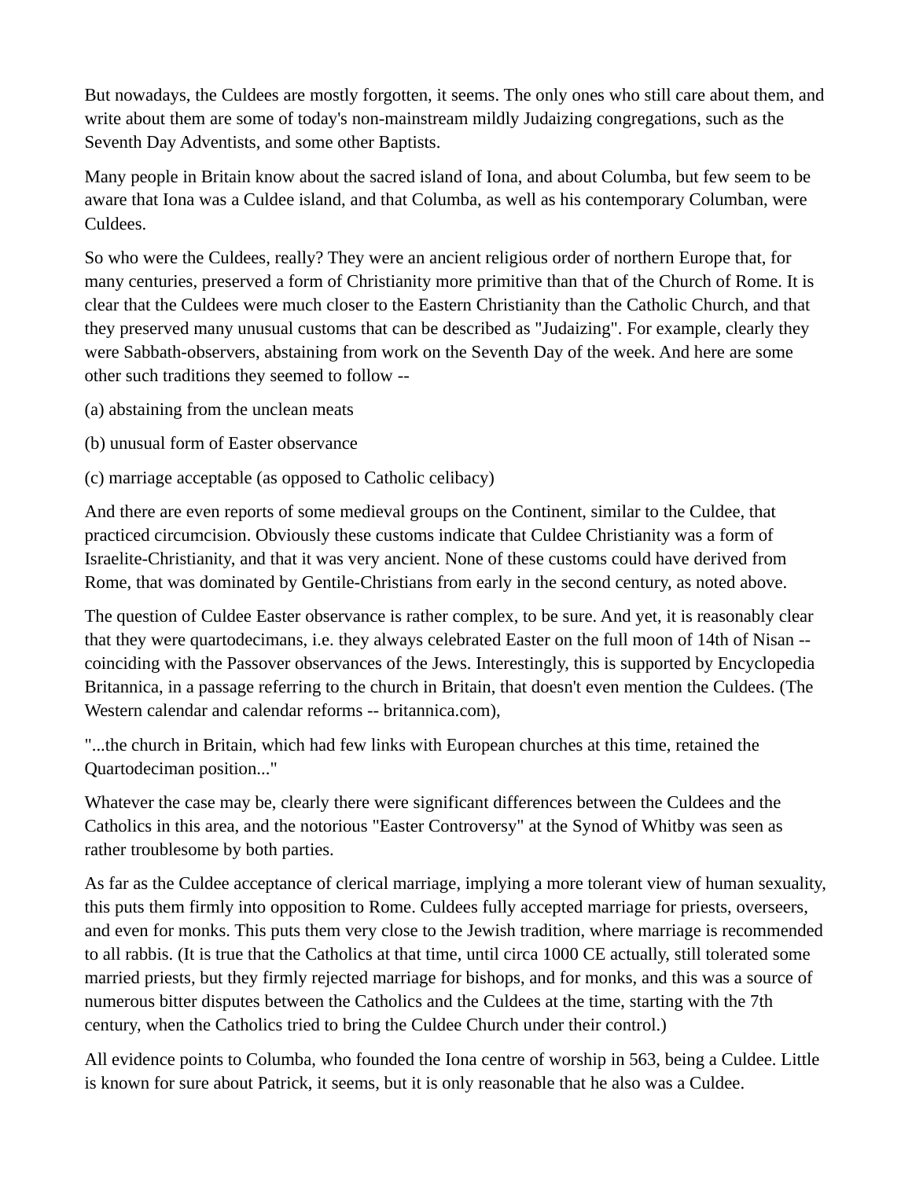But nowadays, the Culdees are mostly forgotten, it seems. The only ones who still care about them, and write about them are some of today's non-mainstream mildly Judaizing congregations, such as the Seventh Day Adventists, and some other Baptists.

Many people in Britain know about the sacred island of Iona, and about Columba, but few seem to be aware that Iona was a Culdee island, and that Columba, as well as his contemporary Columban, were Culdees.

So who were the Culdees, really? They were an ancient religious order of northern Europe that, for many centuries, preserved a form of Christianity more primitive than that of the Church of Rome. It is clear that the Culdees were much closer to the Eastern Christianity than the Catholic Church, and that they preserved many unusual customs that can be described as "Judaizing". For example, clearly they were Sabbath-observers, abstaining from work on the Seventh Day of the week. And here are some other such traditions they seemed to follow --

(a) abstaining from the unclean meats

(b) unusual form of Easter observance

(c) marriage acceptable (as opposed to Catholic celibacy)

And there are even reports of some medieval groups on the Continent, similar to the Culdee, that practiced circumcision. Obviously these customs indicate that Culdee Christianity was a form of Israelite-Christianity, and that it was very ancient. None of these customs could have derived from Rome, that was dominated by Gentile-Christians from early in the second century, as noted above.

The question of Culdee Easter observance is rather complex, to be sure. And yet, it is reasonably clear that they were quartodecimans, i.e. they always celebrated Easter on the full moon of 14th of Nisan -- coinciding with the Passover observances of the Jews. Interestingly, this is supported by Encyclopedia Britannica, in a passage referring to the church in Britain, that doesn't even mention the Culdees. (The Western calendar and calendar reforms -- britannica.com),

"...the church in Britain, which had few links with European churches at this time, retained the Quartodeciman position..."

Whatever the case may be, clearly there were significant differences between the Culdees and the Catholics in this area, and the notorious "Easter Controversy" at the Synod of Whitby was seen as rather troublesome by both parties.

As far as the Culdee acceptance of clerical marriage, implying a more tolerant view of human sexuality, this puts them firmly into opposition to Rome. Culdees fully accepted marriage for priests, overseers, and even for monks. This puts them very close to the Jewish tradition, where marriage is recommended to all rabbis. (It is true that the Catholics at that time, until circa 1000 CE actually, still tolerated some married priests, but they firmly rejected marriage for bishops, and for monks, and this was a source of numerous bitter disputes between the Catholics and the Culdees at the time, starting with the 7th century, when the Catholics tried to bring the Culdee Church under their control.)

All evidence points to Columba, who founded the Iona centre of worship in 563, being a Culdee. Little is known for sure about Patrick, it seems, but it is only reasonable that he also was a Culdee.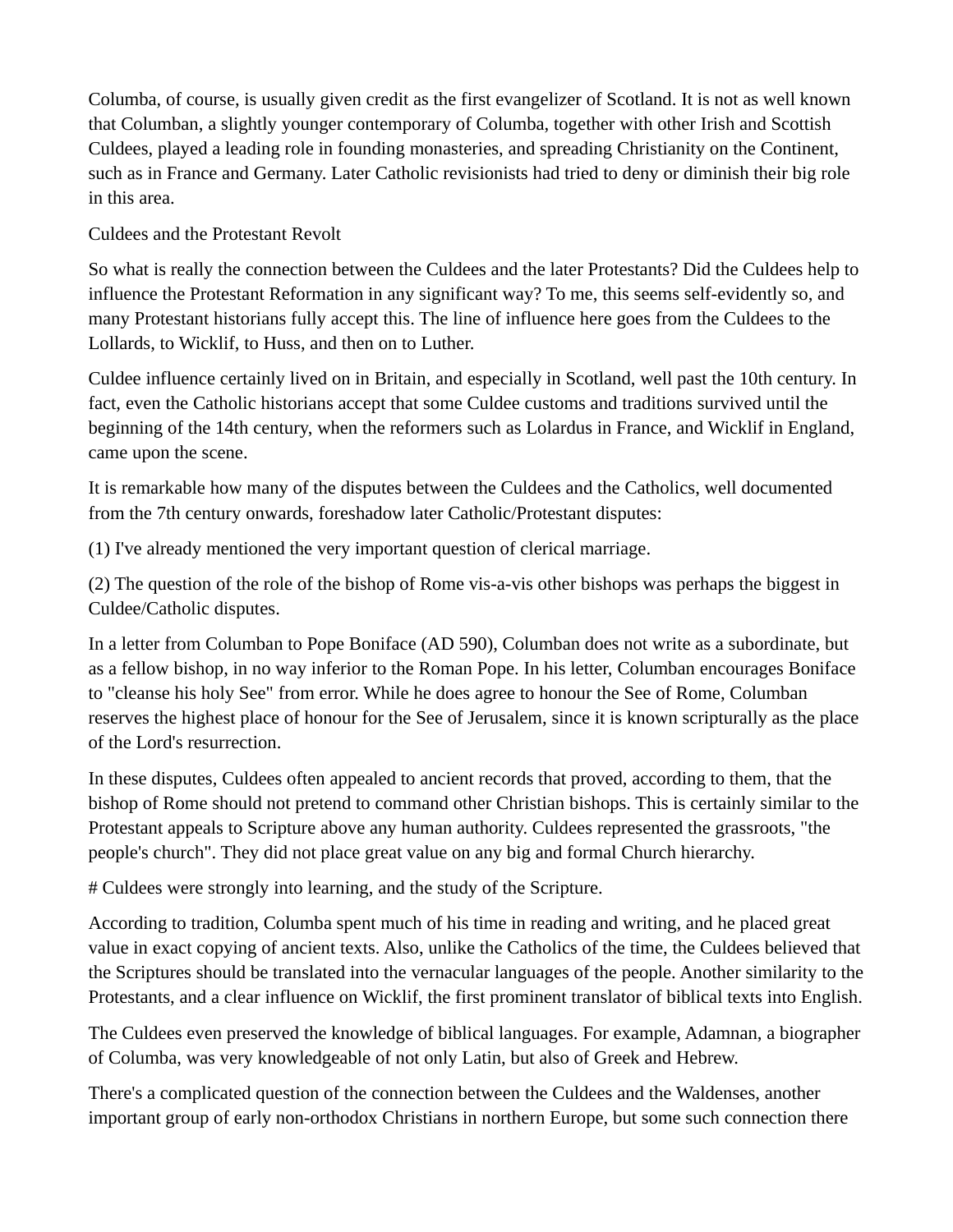Columba, of course, is usually given credit as the first evangelizer of Scotland. It is not as well known that Columban, a slightly younger contemporary of Columba, together with other Irish and Scottish Culdees, played a leading role in founding monasteries, and spreading Christianity on the Continent, such as in France and Germany. Later Catholic revisionists had tried to deny or diminish their big role in this area.

## Culdees and the Protestant Revolt

So what is really the connection between the Culdees and the later Protestants? Did the Culdees help to influence the Protestant Reformation in any significant way? To me, this seems self-evidently so, and many Protestant historians fully accept this. The line of influence here goes from the Culdees to the Lollards, to Wicklif, to Huss, and then on to Luther.

Culdee influence certainly lived on in Britain, and especially in Scotland, well past the 10th century. In fact, even the Catholic historians accept that some Culdee customs and traditions survived until the beginning of the 14th century, when the reformers such as Lolardus in France, and Wicklif in England, came upon the scene.

It is remarkable how many of the disputes between the Culdees and the Catholics, well documented from the 7th century onwards, foreshadow later Catholic/Protestant disputes:

(1) I've already mentioned the very important question of clerical marriage.

(2) The question of the role of the bishop of Rome vis-a-vis other bishops was perhaps the biggest in Culdee/Catholic disputes.

In a letter from Columban to Pope Boniface (AD 590), Columban does not write as a subordinate, but as a fellow bishop, in no way inferior to the Roman Pope. In his letter, Columban encourages Boniface to "cleanse his holy See" from error. While he does agree to honour the See of Rome, Columban reserves the highest place of honour for the See of Jerusalem, since it is known scripturally as the place of the Lord's resurrection.

In these disputes, Culdees often appealed to ancient records that proved, according to them, that the bishop of Rome should not pretend to command other Christian bishops. This is certainly similar to the Protestant appeals to Scripture above any human authority. Culdees represented the grassroots, "the people's church". They did not place great value on any big and formal Church hierarchy.

# Culdees were strongly into learning, and the study of the Scripture.

According to tradition, Columba spent much of his time in reading and writing, and he placed great value in exact copying of ancient texts. Also, unlike the Catholics of the time, the Culdees believed that the Scriptures should be translated into the vernacular languages of the people. Another similarity to the Protestants, and a clear influence on Wicklif, the first prominent translator of biblical texts into English.

The Culdees even preserved the knowledge of biblical languages. For example, Adamnan, a biographer of Columba, was very knowledgeable of not only Latin, but also of Greek and Hebrew.

There's a complicated question of the connection between the Culdees and the Waldenses, another important group of early non-orthodox Christians in northern Europe, but some such connection there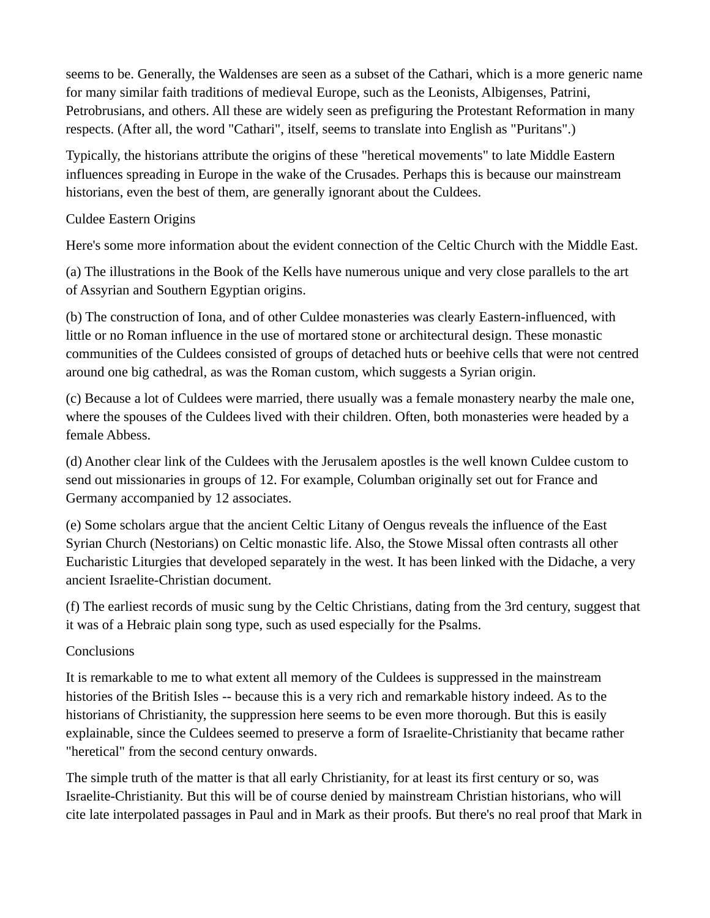seems to be. Generally, the Waldenses are seen as a subset of the Cathari, which is a more generic name for many similar faith traditions of medieval Europe, such as the Leonists, Albigenses, Patrini, Petrobrusians, and others. All these are widely seen as prefiguring the Protestant Reformation in many respects. (After all, the word "Cathari", itself, seems to translate into English as "Puritans".)

Typically, the historians attribute the origins of these "heretical movements" to late Middle Eastern influences spreading in Europe in the wake of the Crusades. Perhaps this is because our mainstream historians, even the best of them, are generally ignorant about the Culdees.

## Culdee Eastern Origins

Here's some more information about the evident connection of the Celtic Church with the Middle East.

(a) The illustrations in the Book of the Kells have numerous unique and very close parallels to the art of Assyrian and Southern Egyptian origins.

(b) The construction of Iona, and of other Culdee monasteries was clearly Eastern-influenced, with little or no Roman influence in the use of mortared stone or architectural design. These monastic communities of the Culdees consisted of groups of detached huts or beehive cells that were not centred around one big cathedral, as was the Roman custom, which suggests a Syrian origin.

(c) Because a lot of Culdees were married, there usually was a female monastery nearby the male one, where the spouses of the Culdees lived with their children. Often, both monasteries were headed by a female Abbess.

(d) Another clear link of the Culdees with the Jerusalem apostles is the well known Culdee custom to send out missionaries in groups of 12. For example, Columban originally set out for France and Germany accompanied by 12 associates.

(e) Some scholars argue that the ancient Celtic Litany of Oengus reveals the influence of the East Syrian Church (Nestorians) on Celtic monastic life. Also, the Stowe Missal often contrasts all other Eucharistic Liturgies that developed separately in the west. It has been linked with the Didache, a very ancient Israelite-Christian document.

(f) The earliest records of music sung by the Celtic Christians, dating from the 3rd century, suggest that it was of a Hebraic plain song type, such as used especially for the Psalms.

## Conclusions

It is remarkable to me to what extent all memory of the Culdees is suppressed in the mainstream histories of the British Isles -- because this is a very rich and remarkable history indeed. As to the historians of Christianity, the suppression here seems to be even more thorough. But this is easily explainable, since the Culdees seemed to preserve a form of Israelite-Christianity that became rather "heretical" from the second century onwards.

The simple truth of the matter is that all early Christianity, for at least its first century or so, was Israelite-Christianity. But this will be of course denied by mainstream Christian historians, who will cite late interpolated passages in Paul and in Mark as their proofs. But there's no real proof that Mark in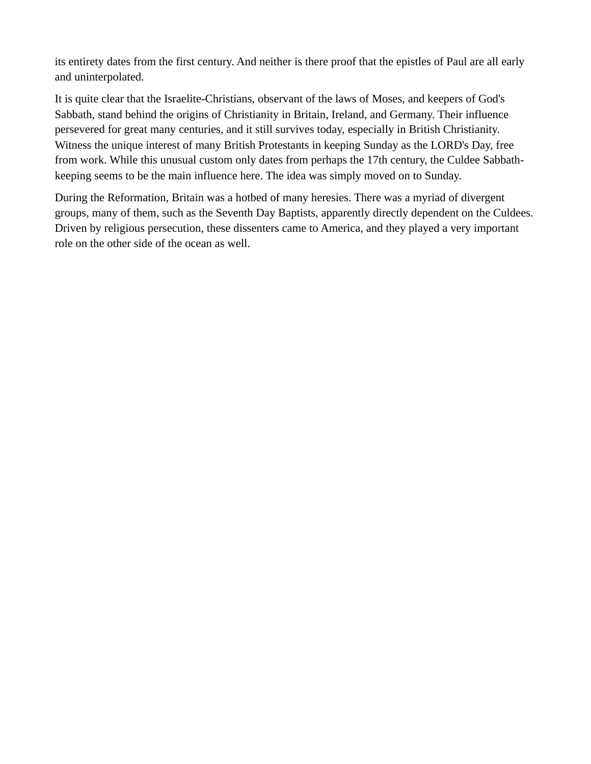its entirety dates from the first century. And neither is there proof that the epistles of Paul are all early and uninterpolated.

It is quite clear that the Israelite-Christians, observant of the laws of Moses, and keepers of God's Sabbath, stand behind the origins of Christianity in Britain, Ireland, and Germany. Their influence persevered for great many centuries, and it still survives today, especially in British Christianity. Witness the unique interest of many British Protestants in keeping Sunday as the LORD's Day, free from work. While this unusual custom only dates from perhaps the 17th century, the Culdee Sabbath-keeping seems to be the main influence here. The idea was simply moved on to Sunday.

During the Reformation, Britain was a hotbed of many heresies. There was a myriad of divergent groups, many of them, such as the Seventh Day Baptists, apparently directly dependent on the Culdees. Driven by religious persecution, these dissenters came to America, and they played a very important role on the other side of the ocean as well.